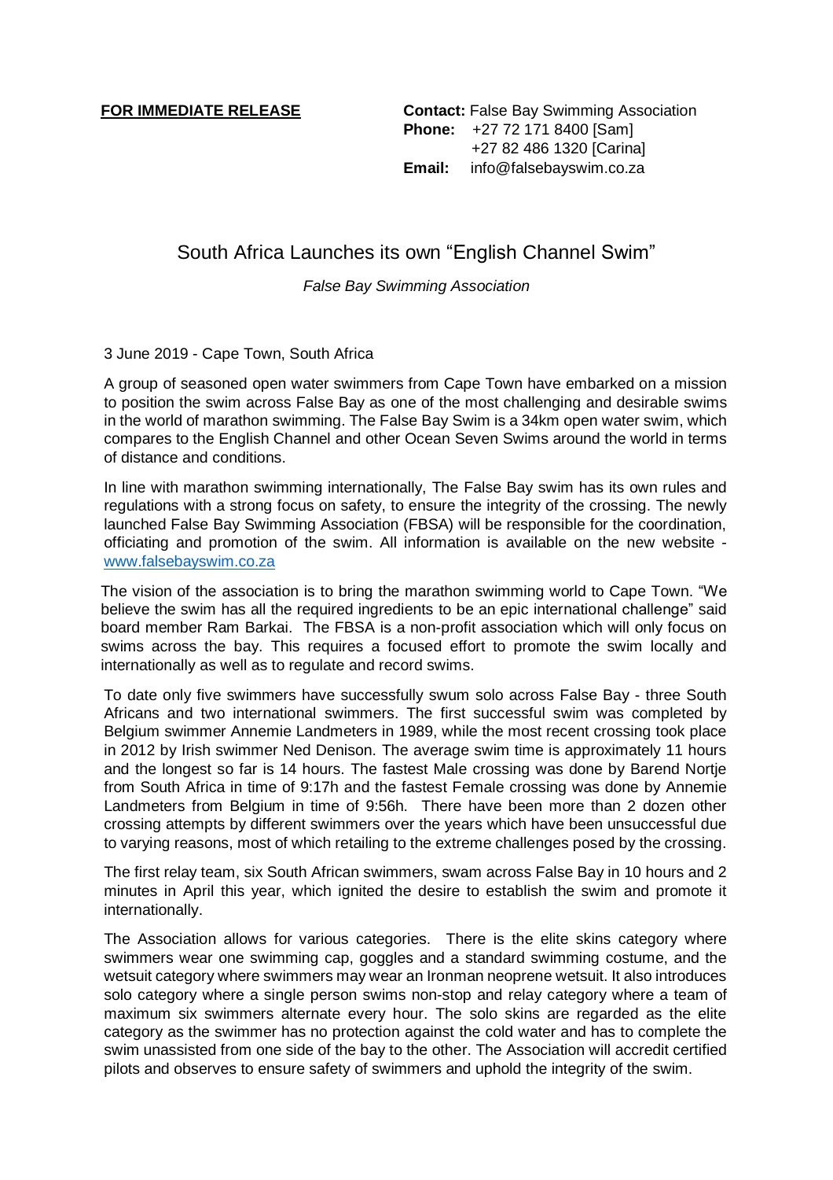**FOR IMMEDIATE RELEASE**

**Contact:** False Bay Swimming Association
**Phone:** +27 72 171 8400 [Sam]
+27 82 486 1320 [Carina]
**Email:** info@falsebayswim.co.za

# South Africa Launches its own "English Channel Swim"

*False Bay Swimming Association*

3 June 2019 - Cape Town, South Africa

A group of seasoned open water swimmers from Cape Town have embarked on a mission to position the swim across False Bay as one of the most challenging and desirable swims in the world of marathon swimming. The False Bay Swim is a 34km open water swim, which compares to the English Channel and other Ocean Seven Swims around the world in terms of distance and conditions.

In line with marathon swimming internationally, The False Bay swim has its own rules and regulations with a strong focus on safety, to ensure the integrity of the crossing. The newly launched False Bay Swimming Association (FBSA) will be responsible for the coordination, officiating and promotion of the swim. All information is available on the new website - www.falsebayswim.co.za

The vision of the association is to bring the marathon swimming world to Cape Town. "We believe the swim has all the required ingredients to be an epic international challenge" said board member Ram Barkai. The FBSA is a non-profit association which will only focus on swims across the bay. This requires a focused effort to promote the swim locally and internationally as well as to regulate and record swims.

To date only five swimmers have successfully swum solo across False Bay - three South Africans and two international swimmers. The first successful swim was completed by Belgium swimmer Annemie Landmeters in 1989, while the most recent crossing took place in 2012 by Irish swimmer Ned Denison. The average swim time is approximately 11 hours and the longest so far is 14 hours. The fastest Male crossing was done by Barend Nortje from South Africa in time of 9:17h and the fastest Female crossing was done by Annemie Landmeters from Belgium in time of 9:56h. There have been more than 2 dozen other crossing attempts by different swimmers over the years which have been unsuccessful due to varying reasons, most of which retailing to the extreme challenges posed by the crossing.

The first relay team, six South African swimmers, swam across False Bay in 10 hours and 2 minutes in April this year, which ignited the desire to establish the swim and promote it internationally.

The Association allows for various categories. There is the elite skins category where swimmers wear one swimming cap, goggles and a standard swimming costume, and the wetsuit category where swimmers may wear an Ironman neoprene wetsuit. It also introduces solo category where a single person swims non-stop and relay category where a team of maximum six swimmers alternate every hour. The solo skins are regarded as the elite category as the swimmer has no protection against the cold water and has to complete the swim unassisted from one side of the bay to the other. The Association will accredit certified pilots and observes to ensure safety of swimmers and uphold the integrity of the swim.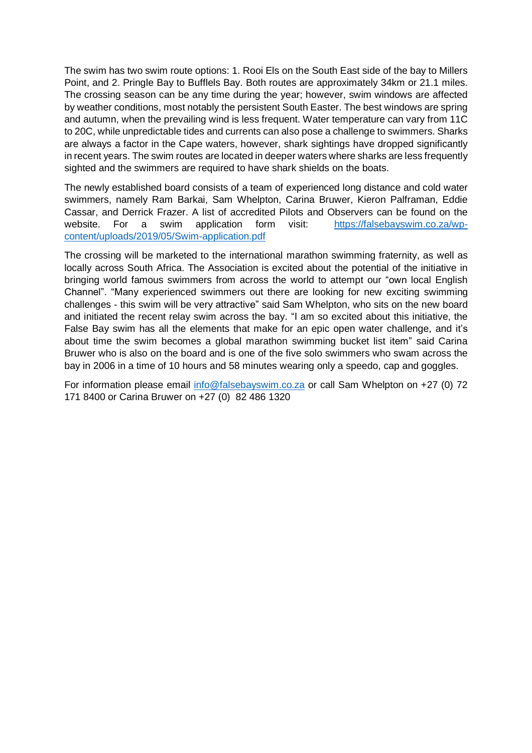The swim has two swim route options: 1. Rooi Els on the South East side of the bay to Millers Point, and 2. Pringle Bay to Bufflels Bay. Both routes are approximately 34km or 21.1 miles. The crossing season can be any time during the year; however, swim windows are affected by weather conditions, most notably the persistent South Easter. The best windows are spring and autumn, when the prevailing wind is less frequent. Water temperature can vary from 11C to 20C, while unpredictable tides and currents can also pose a challenge to swimmers. Sharks are always a factor in the Cape waters, however, shark sightings have dropped significantly in recent years. The swim routes are located in deeper waters where sharks are less frequently sighted and the swimmers are required to have shark shields on the boats.

The newly established board consists of a team of experienced long distance and cold water swimmers, namely Ram Barkai, Sam Whelpton, Carina Bruwer, Kieron Palframan, Eddie Cassar, and Derrick Frazer. A list of accredited Pilots and Observers can be found on the website. For a swim application form visit: [https://falsebayswim.co.za/wp-content/uploads/2019/05/Swim-application.pdf](https://falsebayswim.co.za/wp-content/uploads/2019/05/Swim-application.pdf)

The crossing will be marketed to the international marathon swimming fraternity, as well as locally across South Africa. The Association is excited about the potential of the initiative in bringing world famous swimmers from across the world to attempt our "own local English Channel". "Many experienced swimmers out there are looking for new exciting swimming challenges - this swim will be very attractive" said Sam Whelpton, who sits on the new board and initiated the recent relay swim across the bay. "I am so excited about this initiative, the False Bay swim has all the elements that make for an epic open water challenge, and it's about time the swim becomes a global marathon swimming bucket list item" said Carina Bruwer who is also on the board and is one of the five solo swimmers who swam across the bay in 2006 in a time of 10 hours and 58 minutes wearing only a speedo, cap and goggles.

For information please email [info@falsebayswim.co.za](mailto:info@falsebayswim.co.za) or call Sam Whelpton on +27 (0) 72 171 8400 or Carina Bruwer on +27 (0) 82 486 1320